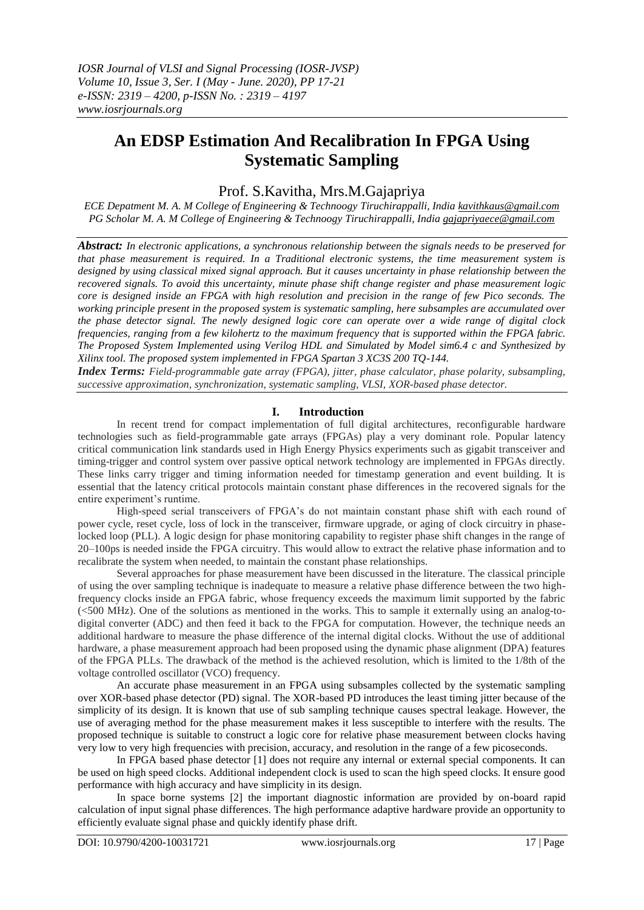# An EDSP Estimation And Recalibration In FPGA Using Systematic Sampling

Prof. S.Kavitha, Mrs.M.Gajapriya

*ECE Depatment M. A. M College of Engineering & Technoogy Tiruchirappalli, India kavithkaus@gmail.com*
*PG Scholar M. A. M College of Engineering & Technoogy Tiruchirappalli, India gajapriyaece@gmail.com*

***Abstract:*** *In electronic applications, a synchronous relationship between the signals needs to be preserved for that phase measurement is required. In a Traditional electronic systems, the time measurement system is designed by using classical mixed signal approach. But it causes uncertainty in phase relationship between the recovered signals. To avoid this uncertainty, minute phase shift change register and phase measurement logic core is designed inside an FPGA with high resolution and precision in the range of few Pico seconds. The working principle present in the proposed system is systematic sampling, here subsamples are accumulated over the phase detector signal. The newly designed logic core can operate over a wide range of digital clock frequencies, ranging from a few kilohertz to the maximum frequency that is supported within the FPGA fabric. The Proposed System Implemented using Verilog HDL and Simulated by Model sim6.4 c and Synthesized by Xilinx tool. The proposed system implemented in FPGA Spartan 3 XC3S 200 TQ-144.*

***Index Terms:*** *Field-programmable gate array (FPGA), jitter, phase calculator, phase polarity, subsampling, successive approximation, synchronization, systematic sampling, VLSI, XOR-based phase detector.*

## I. Introduction

In recent trend for compact implementation of full digital architectures, reconfigurable hardware technologies such as field-programmable gate arrays (FPGAs) play a very dominant role. Popular latency critical communication link standards used in High Energy Physics experiments such as gigabit transceiver and timing-trigger and control system over passive optical network technology are implemented in FPGAs directly. These links carry trigger and timing information needed for timestamp generation and event building. It is essential that the latency critical protocols maintain constant phase differences in the recovered signals for the entire experiment's runtime.

High-speed serial transceivers of FPGA's do not maintain constant phase shift with each round of power cycle, reset cycle, loss of lock in the transceiver, firmware upgrade, or aging of clock circuitry in phase-locked loop (PLL). A logic design for phase monitoring capability to register phase shift changes in the range of 20–100ps is needed inside the FPGA circuitry. This would allow to extract the relative phase information and to recalibrate the system when needed, to maintain the constant phase relationships.

Several approaches for phase measurement have been discussed in the literature. The classical principle of using the over sampling technique is inadequate to measure a relative phase difference between the two high-frequency clocks inside an FPGA fabric, whose frequency exceeds the maximum limit supported by the fabric (<500 MHz). One of the solutions as mentioned in the works. This to sample it externally using an analog-to-digital converter (ADC) and then feed it back to the FPGA for computation. However, the technique needs an additional hardware to measure the phase difference of the internal digital clocks. Without the use of additional hardware, a phase measurement approach had been proposed using the dynamic phase alignment (DPA) features of the FPGA PLLs. The drawback of the method is the achieved resolution, which is limited to the 1/8th of the voltage controlled oscillator (VCO) frequency.

An accurate phase measurement in an FPGA using subsamples collected by the systematic sampling over XOR-based phase detector (PD) signal. The XOR-based PD introduces the least timing jitter because of the simplicity of its design. It is known that use of sub sampling technique causes spectral leakage. However, the use of averaging method for the phase measurement makes it less susceptible to interfere with the results. The proposed technique is suitable to construct a logic core for relative phase measurement between clocks having very low to very high frequencies with precision, accuracy, and resolution in the range of a few picoseconds.

In FPGA based phase detector [1] does not require any internal or external special components. It can be used on high speed clocks. Additional independent clock is used to scan the high speed clocks. It ensure good performance with high accuracy and have simplicity in its design.

In space borne systems [2] the important diagnostic information are provided by on-board rapid calculation of input signal phase differences. The high performance adaptive hardware provide an opportunity to efficiently evaluate signal phase and quickly identify phase drift.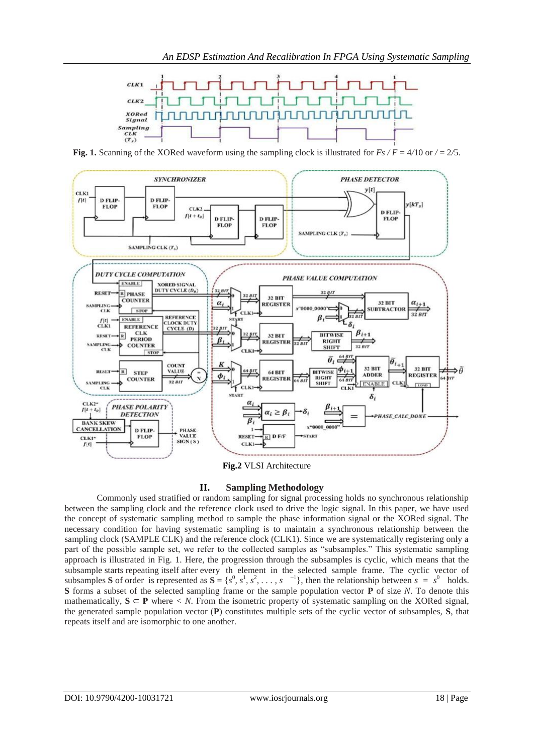**Fig. 1.** Scanning of the XORed waveform using the sampling clock is illustrated for $Fs / F = 4/10$ or $/ = 2/5$.

**Fig.2** VLSI Architecture

## II. Sampling Methodology

Commonly used stratified or random sampling for signal processing holds no synchronous relationship between the sampling clock and the reference clock used to drive the logic signal. In this paper, we have used the concept of systematic sampling method to sample the phase information signal or the XORed signal. The necessary condition for having systematic sampling is to maintain a synchronous relationship between the sampling clock (SAMPLE CLK) and the reference clock (CLK1). Since we are systematically registering only a part of the possible sample set, we refer to the collected samples as "subsamples." This systematic sampling approach is illustrated in Fig. 1. Here, the progression through the subsamples is cyclic, which means that the subsample starts repeating itself after every th element in the selected sample frame. The cyclic vector of subsamples **S** of order is represented as $\mathbf{S} = \{s^0, s^1, s^2, \ldots, s^{-1}\}$, then the relationship between $s = s^0$ holds. **S** forms a subset of the selected sampling frame or the sample population vector **P** of size $N$. To denote this mathematically, $\mathbf{S} \subset \mathbf{P}$ where $< N$. From the isometric property of systematic sampling on the XORed signal, the generated sample population vector (**P**) constitutes multiple sets of the cyclic vector of subsamples, **S**, that repeats itself and are isomorphic to one another.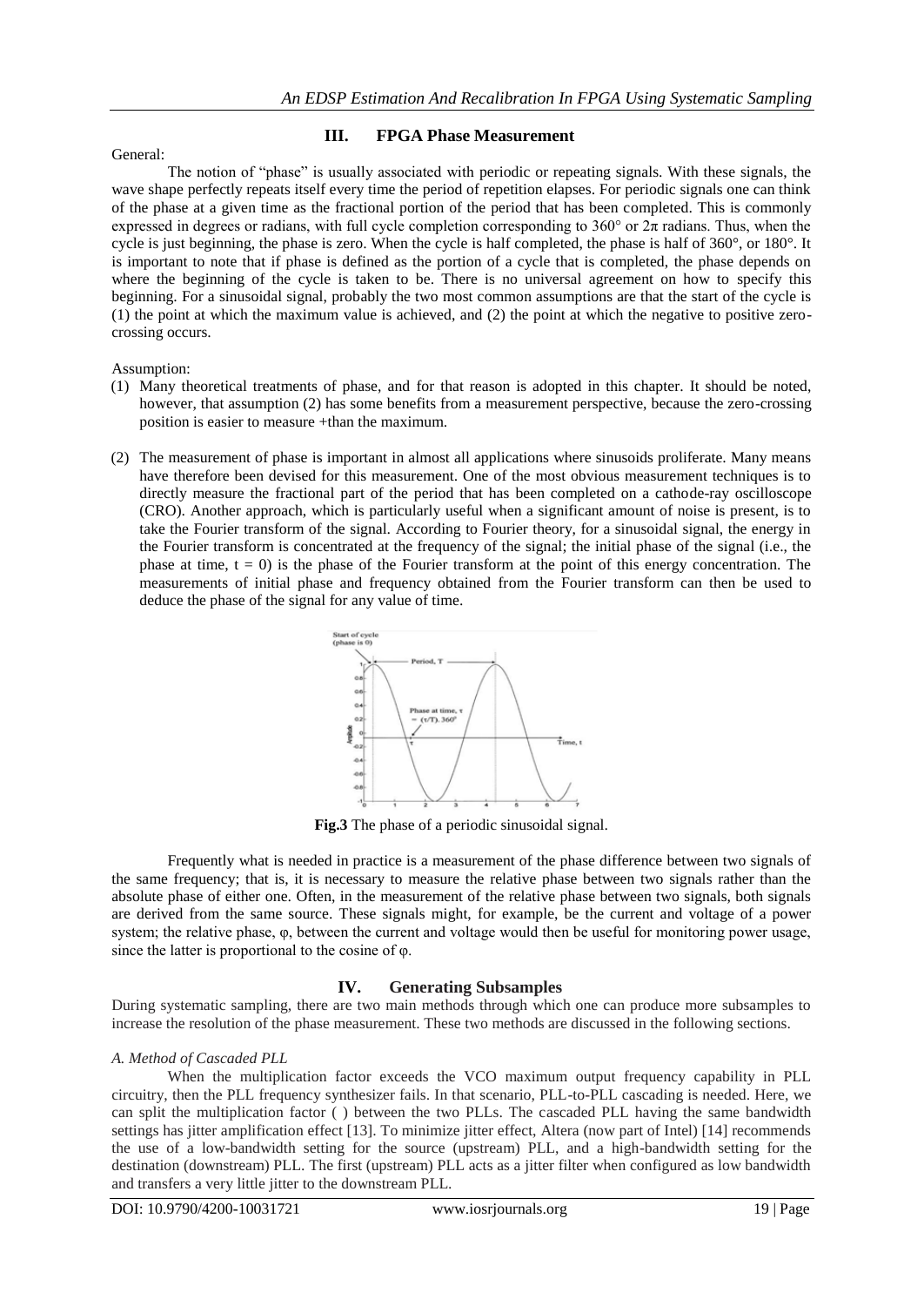## III. FPGA Phase Measurement

General:

The notion of "phase" is usually associated with periodic or repeating signals. With these signals, the wave shape perfectly repeats itself every time the period of repetition elapses. For periodic signals one can think of the phase at a given time as the fractional portion of the period that has been completed. This is commonly expressed in degrees or radians, with full cycle completion corresponding to 360° or $2\pi$ radians. Thus, when the cycle is just beginning, the phase is zero. When the cycle is half completed, the phase is half of 360°, or 180°. It is important to note that if phase is defined as the portion of a cycle that is completed, the phase depends on where the beginning of the cycle is taken to be. There is no universal agreement on how to specify this beginning. For a sinusoidal signal, probably the two most common assumptions are that the start of the cycle is (1) the point at which the maximum value is achieved, and (2) the point at which the negative to positive zero-crossing occurs.

Assumption:

(1) Many theoretical treatments of phase, and for that reason is adopted in this chapter. It should be noted, however, that assumption (2) has some benefits from a measurement perspective, because the zero-crossing position is easier to measure +than the maximum.

(2) The measurement of phase is important in almost all applications where sinusoids proliferate. Many means have therefore been devised for this measurement. One of the most obvious measurement techniques is to directly measure the fractional part of the period that has been completed on a cathode-ray oscilloscope (CRO). Another approach, which is particularly useful when a significant amount of noise is present, is to take the Fourier transform of the signal. According to Fourier theory, for a sinusoidal signal, the energy in the Fourier transform is concentrated at the frequency of the signal; the initial phase of the signal (i.e., the phase at time, $t = 0$) is the phase of the Fourier transform at the point of this energy concentration. The measurements of initial phase and frequency obtained from the Fourier transform can then be used to deduce the phase of the signal for any value of time.

**Fig.3** The phase of a periodic sinusoidal signal.

Frequently what is needed in practice is a measurement of the phase difference between two signals of the same frequency; that is, it is necessary to measure the relative phase between two signals rather than the absolute phase of either one. Often, in the measurement of the relative phase between two signals, both signals are derived from the same source. These signals might, for example, be the current and voltage of a power system; the relative phase, $\varphi$, between the current and voltage would then be useful for monitoring power usage, since the latter is proportional to the cosine of $\varphi$.

## IV. Generating Subsamples

During systematic sampling, there are two main methods through which one can produce more subsamples to increase the resolution of the phase measurement. These two methods are discussed in the following sections.

### *A. Method of Cascaded PLL*

When the multiplication factor exceeds the VCO maximum output frequency capability in PLL circuitry, then the PLL frequency synthesizer fails. In that scenario, PLL-to-PLL cascading is needed. Here, we can split the multiplication factor ( ) between the two PLLs. The cascaded PLL having the same bandwidth settings has jitter amplification effect [13]. To minimize jitter effect, Altera (now part of Intel) [14] recommends the use of a low-bandwidth setting for the source (upstream) PLL, and a high-bandwidth setting for the destination (downstream) PLL. The first (upstream) PLL acts as a jitter filter when configured as low bandwidth and transfers a very little jitter to the downstream PLL.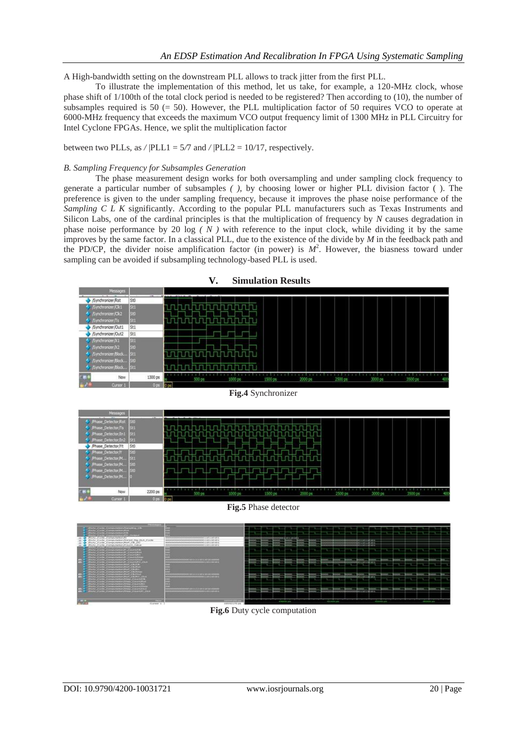A High-bandwidth setting on the downstream PLL allows to track jitter from the first PLL.

To illustrate the implementation of this method, let us take, for example, a 120-MHz clock, whose phase shift of 1/100th of the total clock period is needed to be registered? Then according to (10), the number of subsamples required is 50 (= 50). However, the PLL multiplication factor of 50 requires VCO to operate at 6000-MHz frequency that exceeds the maximum VCO output frequency limit of 1300 MHz in PLL Circuitry for Intel Cyclone FPGAs. Hence, we split the multiplication factor

between two PLLs, as / |PLL1 = 5/7 and / |PLL2 = 10/17, respectively.

### *B. Sampling Frequency for Subsamples Generation*

The phase measurement design works for both oversampling and under sampling clock frequency to generate a particular number of subsamples *( )*, by choosing lower or higher PLL division factor ( ). The preference is given to the under sampling frequency, because it improves the phase noise performance of the *Sampling C L K* significantly. According to the popular PLL manufacturers such as Texas Instruments and Silicon Labs, one of the cardinal principles is that the multiplication of frequency by *N* causes degradation in phase noise performance by 20 log *( N )* with reference to the input clock, while dividing it by the same improves by the same factor. In a classical PLL, due to the existence of the divide by *M* in the feedback path and the PD/CP, the divider noise amplification factor (in power) is $M^2$. However, the biasness toward under sampling can be avoided if subsampling technology-based PLL is used.

## V. Simulation Results

**Fig.4** Synchronizer

**Fig.5** Phase detector

**Fig.6** Duty cycle computation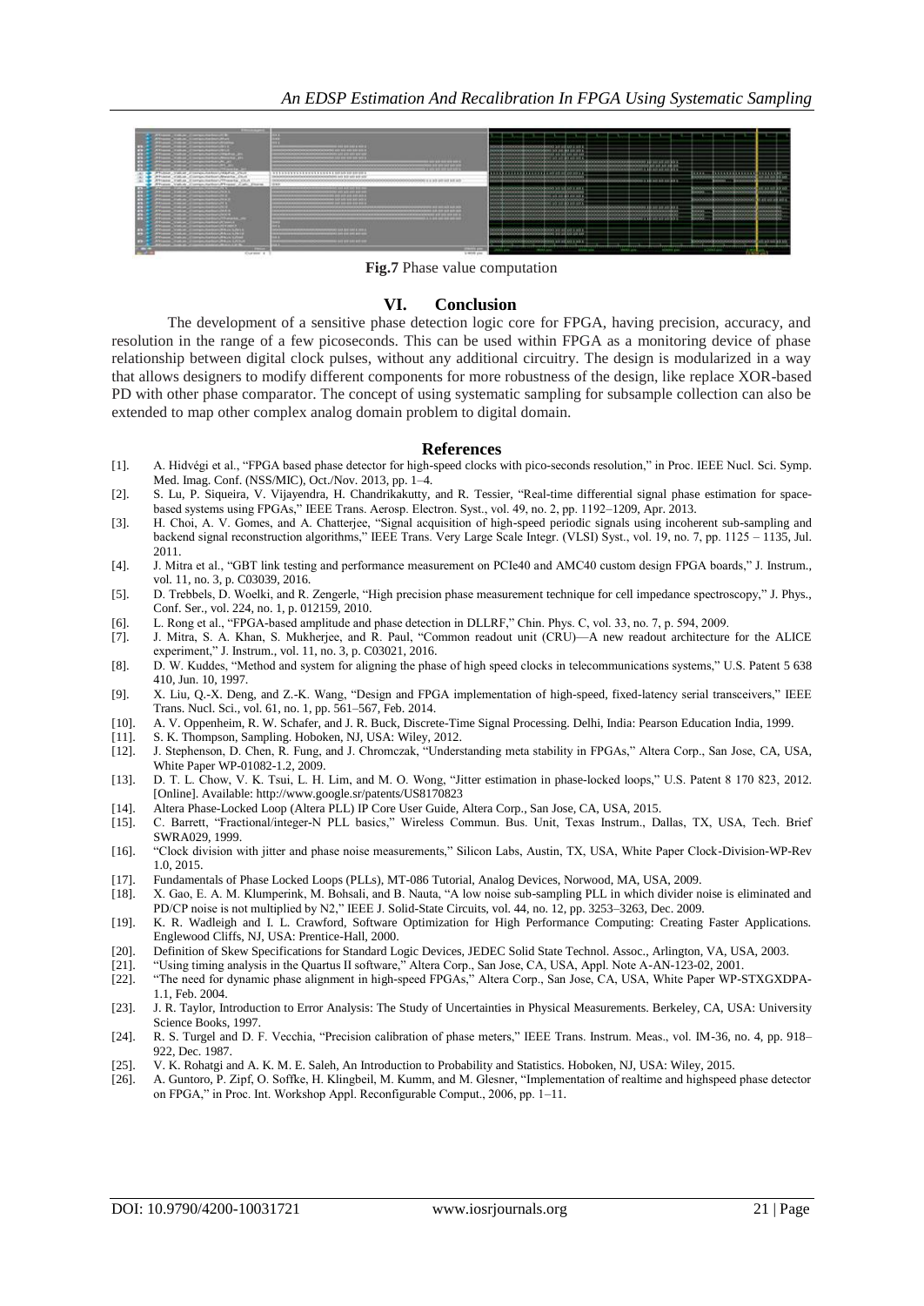**Fig.7** Phase value computation

## VI. Conclusion

The development of a sensitive phase detection logic core for FPGA, having precision, accuracy, and resolution in the range of a few picoseconds. This can be used within FPGA as a monitoring device of phase relationship between digital clock pulses, without any additional circuitry. The design is modularized in a way that allows designers to modify different components for more robustness of the design, like replace XOR-based PD with other phase comparator. The concept of using systematic sampling for subsample collection can also be extended to map other complex analog domain problem to digital domain.

## References

- [1]. A. Hidvégi et al., "FPGA based phase detector for high-speed clocks with pico-seconds resolution," in Proc. IEEE Nucl. Sci. Symp. Med. Imag. Conf. (NSS/MIC), Oct./Nov. 2013, pp. 1–4.
- [2]. S. Lu, P. Siqueira, V. Vijayendra, H. Chandrikakutty, and R. Tessier, "Real-time differential signal phase estimation for space-based systems using FPGAs," IEEE Trans. Aerosp. Electron. Syst., vol. 49, no. 2, pp. 1192–1209, Apr. 2013.
- [3]. H. Choi, A. V. Gomes, and A. Chatterjee, "Signal acquisition of high-speed periodic signals using incoherent sub-sampling and backend signal reconstruction algorithms," IEEE Trans. Very Large Scale Integr. (VLSI) Syst., vol. 19, no. 7, pp. 1125 – 1135, Jul. 2011.
- [4]. J. Mitra et al., "GBT link testing and performance measurement on PCIe40 and AMC40 custom design FPGA boards," J. Instrum., vol. 11, no. 3, p. C03039, 2016.
- [5]. D. Trebbels, D. Woelki, and R. Zengerle, "High precision phase measurement technique for cell impedance spectroscopy," J. Phys., Conf. Ser., vol. 224, no. 1, p. 012159, 2010.
- [6]. L. Rong et al., "FPGA-based amplitude and phase detection in DLLRF," Chin. Phys. C, vol. 33, no. 7, p. 594, 2009.
- [7]. J. Mitra, S. A. Khan, S. Mukherjee, and R. Paul, "Common readout unit (CRU)—A new readout architecture for the ALICE experiment," J. Instrum., vol. 11, no. 3, p. C03021, 2016.
- [8]. D. W. Kuddes, "Method and system for aligning the phase of high speed clocks in telecommunications systems," U.S. Patent 5 638 410, Jun. 10, 1997.
- [9]. X. Liu, Q.-X. Deng, and Z.-K. Wang, "Design and FPGA implementation of high-speed, fixed-latency serial transceivers," IEEE Trans. Nucl. Sci., vol. 61, no. 1, pp. 561–567, Feb. 2014.
- [10]. A. V. Oppenheim, R. W. Schafer, and J. R. Buck, Discrete-Time Signal Processing. Delhi, India: Pearson Education India, 1999.
- [11]. S. K. Thompson, Sampling. Hoboken, NJ, USA: Wiley, 2012.
- [12]. J. Stephenson, D. Chen, R. Fung, and J. Chromczak, "Understanding meta stability in FPGAs," Altera Corp., San Jose, CA, USA, White Paper WP-01082-1.2, 2009.
- [13]. D. T. L. Chow, V. K. Tsui, L. H. Lim, and M. O. Wong, "Jitter estimation in phase-locked loops," U.S. Patent 8 170 823, 2012. [Online]. Available: http://www.google.sr/patents/US8170823
- [14]. Altera Phase-Locked Loop (Altera PLL) IP Core User Guide, Altera Corp., San Jose, CA, USA, 2015.
- [15]. C. Barrett, "Fractional/integer-N PLL basics," Wireless Commun. Bus. Unit, Texas Instrum., Dallas, TX, USA, Tech. Brief SWRA029, 1999.
- [16]. "Clock division with jitter and phase noise measurements," Silicon Labs, Austin, TX, USA, White Paper Clock-Division-WP-Rev 1.0, 2015.
- [17]. Fundamentals of Phase Locked Loops (PLLs), MT-086 Tutorial, Analog Devices, Norwood, MA, USA, 2009.
- [18]. X. Gao, E. A. M. Klumperink, M. Bohsali, and B. Nauta, "A low noise sub-sampling PLL in which divider noise is eliminated and PD/CP noise is not multiplied by N2," IEEE J. Solid-State Circuits, vol. 44, no. 12, pp. 3253–3263, Dec. 2009.
- [19]. K. R. Wadleigh and I. L. Crawford, Software Optimization for High Performance Computing: Creating Faster Applications. Englewood Cliffs, NJ, USA: Prentice-Hall, 2000.
- [20]. Definition of Skew Specifications for Standard Logic Devices, JEDEC Solid State Technol. Assoc., Arlington, VA, USA, 2003.
- [21]. "Using timing analysis in the Quartus II software," Altera Corp., San Jose, CA, USA, Appl. Note A-AN-123-02, 2001.
- [22]. "The need for dynamic phase alignment in high-speed FPGAs," Altera Corp., San Jose, CA, USA, White Paper WP-STXGXDPA-1.1, Feb. 2004.
- [23]. J. R. Taylor, Introduction to Error Analysis: The Study of Uncertainties in Physical Measurements. Berkeley, CA, USA: University Science Books, 1997.
- [24]. R. S. Turgel and D. F. Vecchia, "Precision calibration of phase meters," IEEE Trans. Instrum. Meas., vol. IM-36, no. 4, pp. 918–922, Dec. 1987.
- [25]. V. K. Rohatgi and A. K. M. E. Saleh, An Introduction to Probability and Statistics. Hoboken, NJ, USA: Wiley, 2015.
- [26]. A. Guntoro, P. Zipf, O. Soffke, H. Klingbeil, M. Kumm, and M. Glesner, "Implementation of realtime and highspeed phase detector on FPGA," in Proc. Int. Workshop Appl. Reconfigurable Comput., 2006, pp. 1–11.